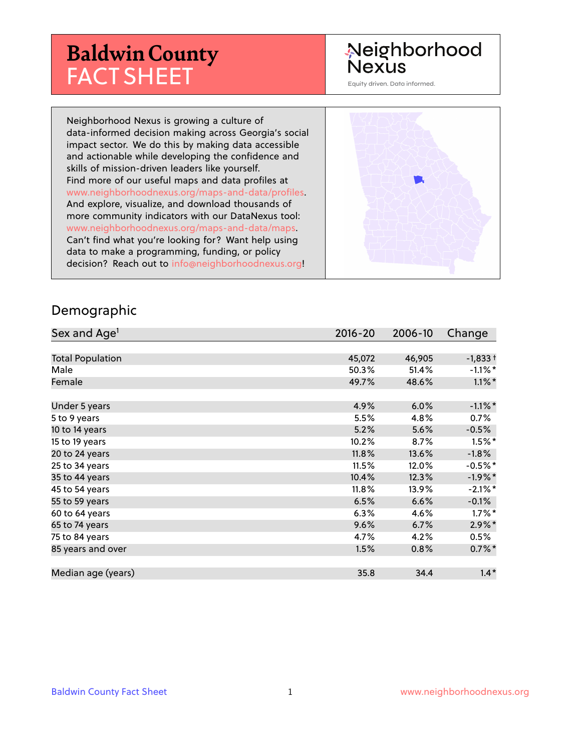# Baldwin County FACT SHEET

Neighborhood Nexus

Equity driven. Data informed.

Neighborhood Nexus is growing a culture of data-informed decision making across Georgia's social impact sector. We do this by making data accessible and actionable while developing the confidence and skills of mission-driven leaders like yourself. Find more of our useful maps and data profiles at www.neighborhoodnexus.org/maps-and-data/profiles. And explore, visualize, and download thousands of more community indicators with our DataNexus tool: www.neighborhoodnexus.org/maps-and-data/maps. Can't find what you're looking for? Want help using data to make a programming, funding, or policy decision? Reach out to info@neighborhoodnexus.org!

## Demographic

| Sex and Age[1] | 2016-20 | 2006-10 | Change |
|---|---|---|---|
| Total Population | 45,072 | 46,905 | -1,833 † |
| Male | 50.3% | 51.4% | -1.1% * |
| Female | 49.7% | 48.6% | 1.1% * |
| Under 5 years | 4.9% | 6.0% | -1.1% * |
| 5 to 9 years | 5.5% | 4.8% | 0.7% |
| 10 to 14 years | 5.2% | 5.6% | -0.5% |
| 15 to 19 years | 10.2% | 8.7% | 1.5% * |
| 20 to 24 years | 11.8% | 13.6% | -1.8% |
| 25 to 34 years | 11.5% | 12.0% | -0.5% * |
| 35 to 44 years | 10.4% | 12.3% | -1.9% * |
| 45 to 54 years | 11.8% | 13.9% | -2.1% * |
| 55 to 59 years | 6.5% | 6.6% | -0.1% |
| 60 to 64 years | 6.3% | 4.6% | 1.7% * |
| 65 to 74 years | 9.6% | 6.7% | 2.9% * |
| 75 to 84 years | 4.7% | 4.2% | 0.5% |
| 85 years and over | 1.5% | 0.8% | 0.7% * |
| Median age (years) | 35.8 | 34.4 | 1.4 * |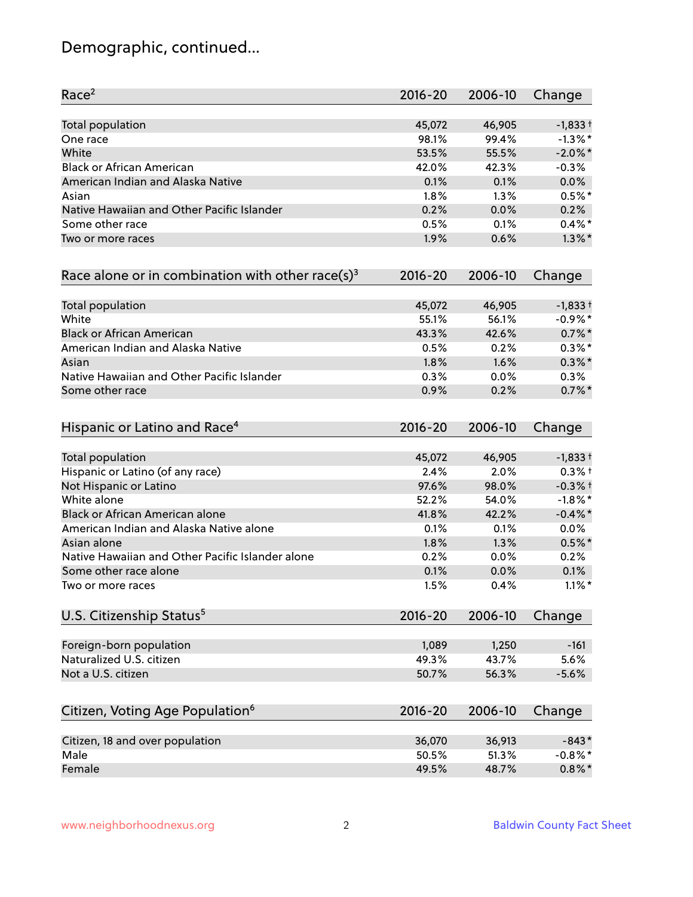# Demographic, continued...

| Race[2] | 2016-20 | 2006-10 | Change |
|---|---|---|---|
| Total population | 45,072 | 46,905 | -1,833 † |
| One race | 98.1% | 99.4% | -1.3% * |
| White | 53.5% | 55.5% | -2.0% * |
| Black or African American | 42.0% | 42.3% | -0.3% |
| American Indian and Alaska Native | 0.1% | 0.1% | 0.0% |
| Asian | 1.8% | 1.3% | 0.5% * |
| Native Hawaiian and Other Pacific Islander | 0.2% | 0.0% | 0.2% |
| Some other race | 0.5% | 0.1% | 0.4% * |
| Two or more races | 1.9% | 0.6% | 1.3% * |

| Race alone or in combination with other race(s)[3] | 2016-20 | 2006-10 | Change |
|---|---|---|---|
| Total population | 45,072 | 46,905 | -1,833 † |
| White | 55.1% | 56.1% | -0.9% * |
| Black or African American | 43.3% | 42.6% | 0.7% * |
| American Indian and Alaska Native | 0.5% | 0.2% | 0.3% * |
| Asian | 1.8% | 1.6% | 0.3% * |
| Native Hawaiian and Other Pacific Islander | 0.3% | 0.0% | 0.3% |
| Some other race | 0.9% | 0.2% | 0.7% * |

| Hispanic or Latino and Race[4] | 2016-20 | 2006-10 | Change |
|---|---|---|---|
| Total population | 45,072 | 46,905 | -1,833 † |
| Hispanic or Latino (of any race) | 2.4% | 2.0% | 0.3% † |
| Not Hispanic or Latino | 97.6% | 98.0% | -0.3% † |
| White alone | 52.2% | 54.0% | -1.8% * |
| Black or African American alone | 41.8% | 42.2% | -0.4% * |
| American Indian and Alaska Native alone | 0.1% | 0.1% | 0.0% |
| Asian alone | 1.8% | 1.3% | 0.5% * |
| Native Hawaiian and Other Pacific Islander alone | 0.2% | 0.0% | 0.2% |
| Some other race alone | 0.1% | 0.0% | 0.1% |
| Two or more races | 1.5% | 0.4% | 1.1% * |

| U.S. Citizenship Status[5] | 2016-20 | 2006-10 | Change |
|---|---|---|---|
| Foreign-born population | 1,089 | 1,250 | -161 |
| Naturalized U.S. citizen | 49.3% | 43.7% | 5.6% |
| Not a U.S. citizen | 50.7% | 56.3% | -5.6% |

| Citizen, Voting Age Population[6] | 2016-20 | 2006-10 | Change |
|---|---|---|---|
| Citizen, 18 and over population | 36,070 | 36,913 | -843 * |
| Male | 50.5% | 51.3% | -0.8% * |
| Female | 49.5% | 48.7% | 0.8% * |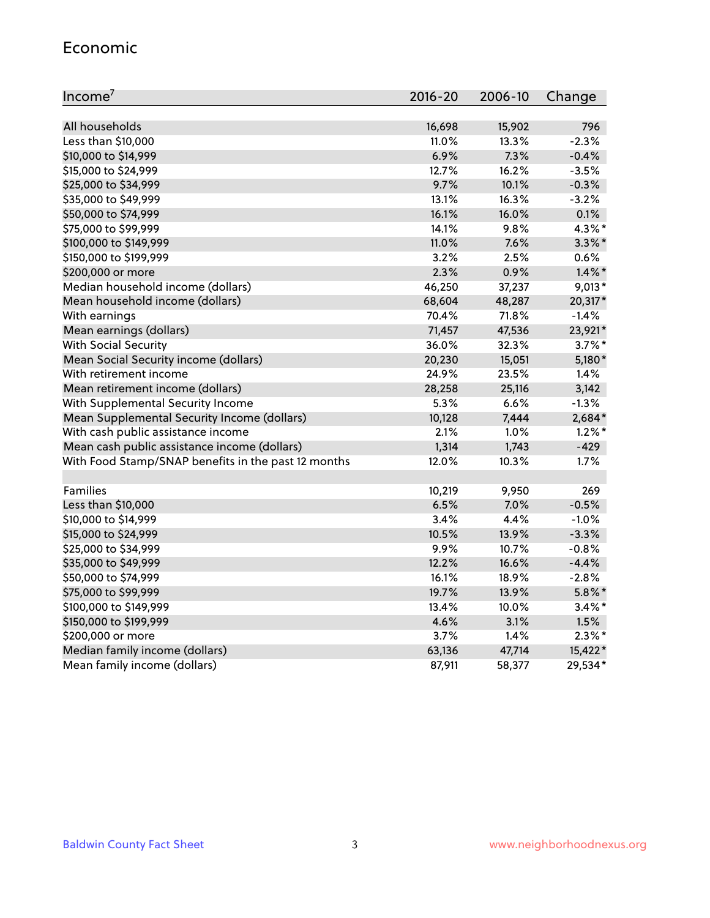## Economic

| Income[7] | 2016-20 | 2006-10 | Change |
|---|---|---|---|
| All households | 16,698 | 15,902 | 796 |
| Less than $10,000 | 11.0% | 13.3% | -2.3% |
| $10,000 to $14,999 | 6.9% | 7.3% | -0.4% |
| $15,000 to $24,999 | 12.7% | 16.2% | -3.5% |
| $25,000 to $34,999 | 9.7% | 10.1% | -0.3% |
| $35,000 to $49,999 | 13.1% | 16.3% | -3.2% |
| $50,000 to $74,999 | 16.1% | 16.0% | 0.1% |
| $75,000 to $99,999 | 14.1% | 9.8% | 4.3%* |
| $100,000 to $149,999 | 11.0% | 7.6% | 3.3%* |
| $150,000 to $199,999 | 3.2% | 2.5% | 0.6% |
| $200,000 or more | 2.3% | 0.9% | 1.4%* |
| Median household income (dollars) | 46,250 | 37,237 | 9,013* |
| Mean household income (dollars) | 68,604 | 48,287 | 20,317* |
| With earnings | 70.4% | 71.8% | -1.4% |
| Mean earnings (dollars) | 71,457 | 47,536 | 23,921* |
| With Social Security | 36.0% | 32.3% | 3.7%* |
| Mean Social Security income (dollars) | 20,230 | 15,051 | 5,180* |
| With retirement income | 24.9% | 23.5% | 1.4% |
| Mean retirement income (dollars) | 28,258 | 25,116 | 3,142 |
| With Supplemental Security Income | 5.3% | 6.6% | -1.3% |
| Mean Supplemental Security Income (dollars) | 10,128 | 7,444 | 2,684* |
| With cash public assistance income | 2.1% | 1.0% | 1.2%* |
| Mean cash public assistance income (dollars) | 1,314 | 1,743 | -429 |
| With Food Stamp/SNAP benefits in the past 12 months | 12.0% | 10.3% | 1.7% |
| | | | |
| Families | 10,219 | 9,950 | 269 |
| Less than $10,000 | 6.5% | 7.0% | -0.5% |
| $10,000 to $14,999 | 3.4% | 4.4% | -1.0% |
| $15,000 to $24,999 | 10.5% | 13.9% | -3.3% |
| $25,000 to $34,999 | 9.9% | 10.7% | -0.8% |
| $35,000 to $49,999 | 12.2% | 16.6% | -4.4% |
| $50,000 to $74,999 | 16.1% | 18.9% | -2.8% |
| $75,000 to $99,999 | 19.7% | 13.9% | 5.8%* |
| $100,000 to $149,999 | 13.4% | 10.0% | 3.4%* |
| $150,000 to $199,999 | 4.6% | 3.1% | 1.5% |
| $200,000 or more | 3.7% | 1.4% | 2.3%* |
| Median family income (dollars) | 63,136 | 47,714 | 15,422* |
| Mean family income (dollars) | 87,911 | 58,377 | 29,534* |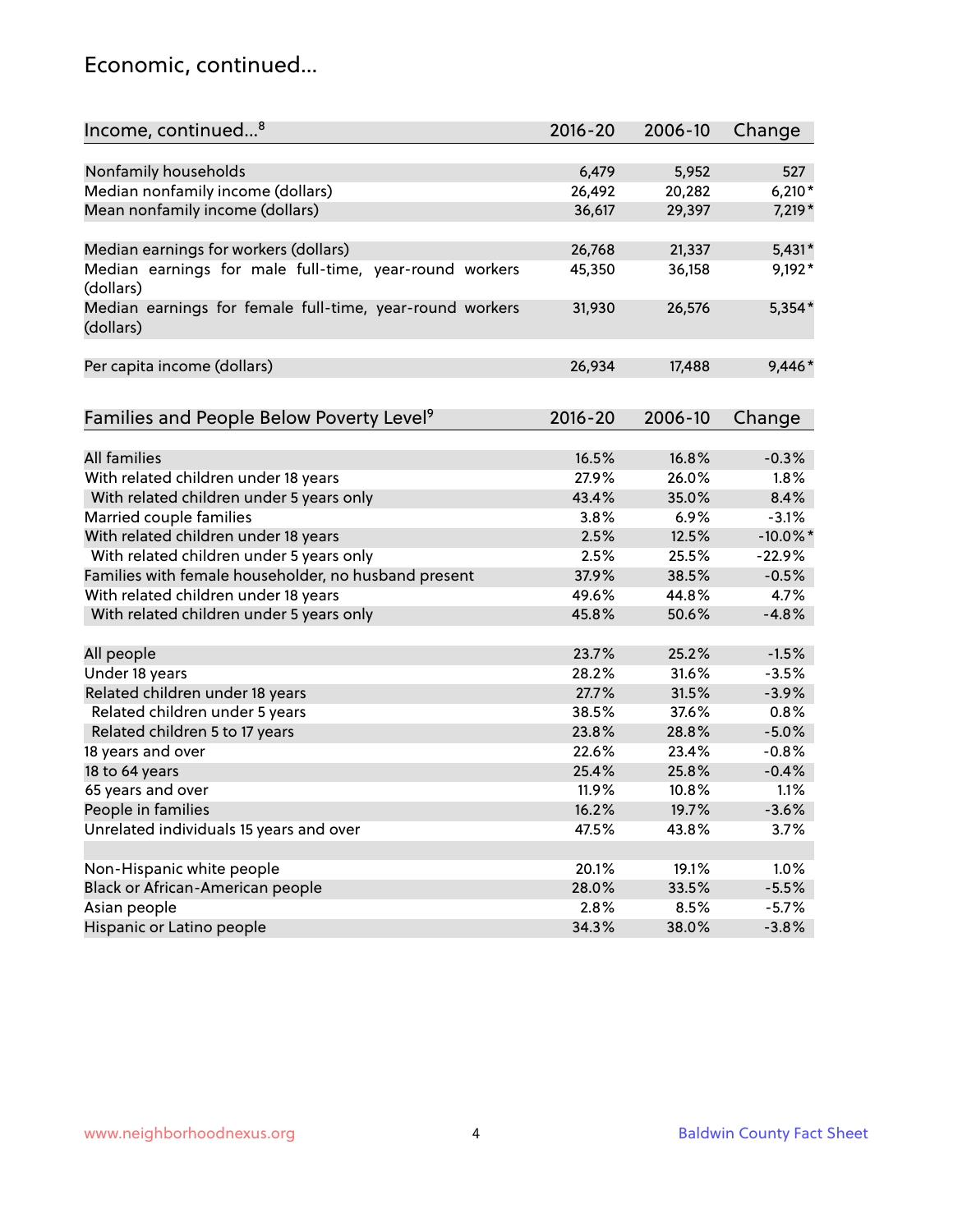# Economic, continued...

| Income, continued...[8] | 2016-20 | 2006-10 | Change |
|---|---|---|---|
| Nonfamily households | 6,479 | 5,952 | 527 |
| Median nonfamily income (dollars) | 26,492 | 20,282 | 6,210* |
| Mean nonfamily income (dollars) | 36,617 | 29,397 | 7,219* |
| Median earnings for workers (dollars) | 26,768 | 21,337 | 5,431* |
| Median earnings for male full-time, year-round workers (dollars) | 45,350 | 36,158 | 9,192* |
| Median earnings for female full-time, year-round workers (dollars) | 31,930 | 26,576 | 5,354* |
| Per capita income (dollars) | 26,934 | 17,488 | 9,446* |

| Families and People Below Poverty Level[9] | 2016-20 | 2006-10 | Change |
|---|---|---|---|
| All families | 16.5% | 16.8% | -0.3% |
| With related children under 18 years | 27.9% | 26.0% | 1.8% |
| With related children under 5 years only | 43.4% | 35.0% | 8.4% |
| Married couple families | 3.8% | 6.9% | -3.1% |
| With related children under 18 years | 2.5% | 12.5% | -10.0%* |
| With related children under 5 years only | 2.5% | 25.5% | -22.9% |
| Families with female householder, no husband present | 37.9% | 38.5% | -0.5% |
| With related children under 18 years | 49.6% | 44.8% | 4.7% |
| With related children under 5 years only | 45.8% | 50.6% | -4.8% |
| All people | 23.7% | 25.2% | -1.5% |
| Under 18 years | 28.2% | 31.6% | -3.5% |
| Related children under 18 years | 27.7% | 31.5% | -3.9% |
| Related children under 5 years | 38.5% | 37.6% | 0.8% |
| Related children 5 to 17 years | 23.8% | 28.8% | -5.0% |
| 18 years and over | 22.6% | 23.4% | -0.8% |
| 18 to 64 years | 25.4% | 25.8% | -0.4% |
| 65 years and over | 11.9% | 10.8% | 1.1% |
| People in families | 16.2% | 19.7% | -3.6% |
| Unrelated individuals 15 years and over | 47.5% | 43.8% | 3.7% |
| Non-Hispanic white people | 20.1% | 19.1% | 1.0% |
| Black or African-American people | 28.0% | 33.5% | -5.5% |
| Asian people | 2.8% | 8.5% | -5.7% |
| Hispanic or Latino people | 34.3% | 38.0% | -3.8% |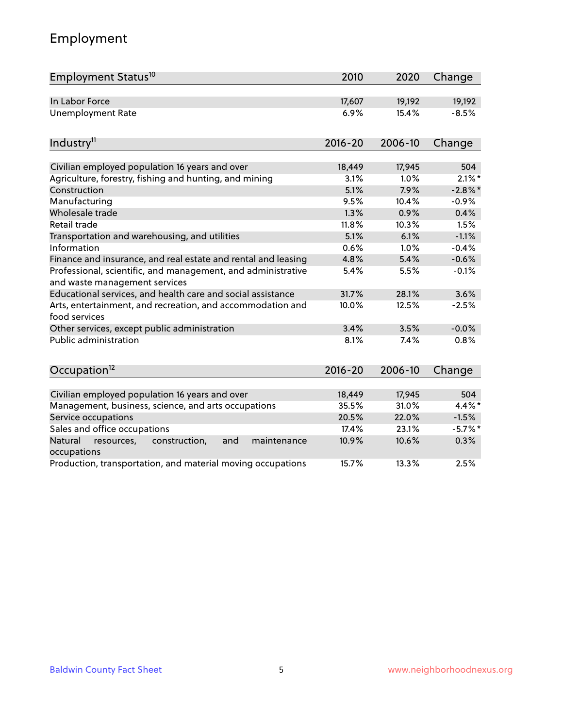## Employment

| Employment Status[10] | 2010 | 2020 | Change |
|---|---|---|---|
| In Labor Force | 17,607 | 19,192 | 19,192 |
| Unemployment Rate | 6.9% | 15.4% | -8.5% |

| Industry[11] | 2016-20 | 2006-10 | Change |
|---|---|---|---|
| Civilian employed population 16 years and over | 18,449 | 17,945 | 504 |
| Agriculture, forestry, fishing and hunting, and mining | 3.1% | 1.0% | 2.1%* |
| Construction | 5.1% | 7.9% | -2.8%* |
| Manufacturing | 9.5% | 10.4% | -0.9% |
| Wholesale trade | 1.3% | 0.9% | 0.4% |
| Retail trade | 11.8% | 10.3% | 1.5% |
| Transportation and warehousing, and utilities | 5.1% | 6.1% | -1.1% |
| Information | 0.6% | 1.0% | -0.4% |
| Finance and insurance, and real estate and rental and leasing | 4.8% | 5.4% | -0.6% |
| Professional, scientific, and management, and administrative and waste management services | 5.4% | 5.5% | -0.1% |
| Educational services, and health care and social assistance | 31.7% | 28.1% | 3.6% |
| Arts, entertainment, and recreation, and accommodation and food services | 10.0% | 12.5% | -2.5% |
| Other services, except public administration | 3.4% | 3.5% | -0.0% |
| Public administration | 8.1% | 7.4% | 0.8% |

| Occupation[12] | 2016-20 | 2006-10 | Change |
|---|---|---|---|
| Civilian employed population 16 years and over | 18,449 | 17,945 | 504 |
| Management, business, science, and arts occupations | 35.5% | 31.0% | 4.4%* |
| Service occupations | 20.5% | 22.0% | -1.5% |
| Sales and office occupations | 17.4% | 23.1% | -5.7%* |
| Natural resources, construction, and maintenance occupations | 10.9% | 10.6% | 0.3% |
| Production, transportation, and material moving occupations | 15.7% | 13.3% | 2.5% |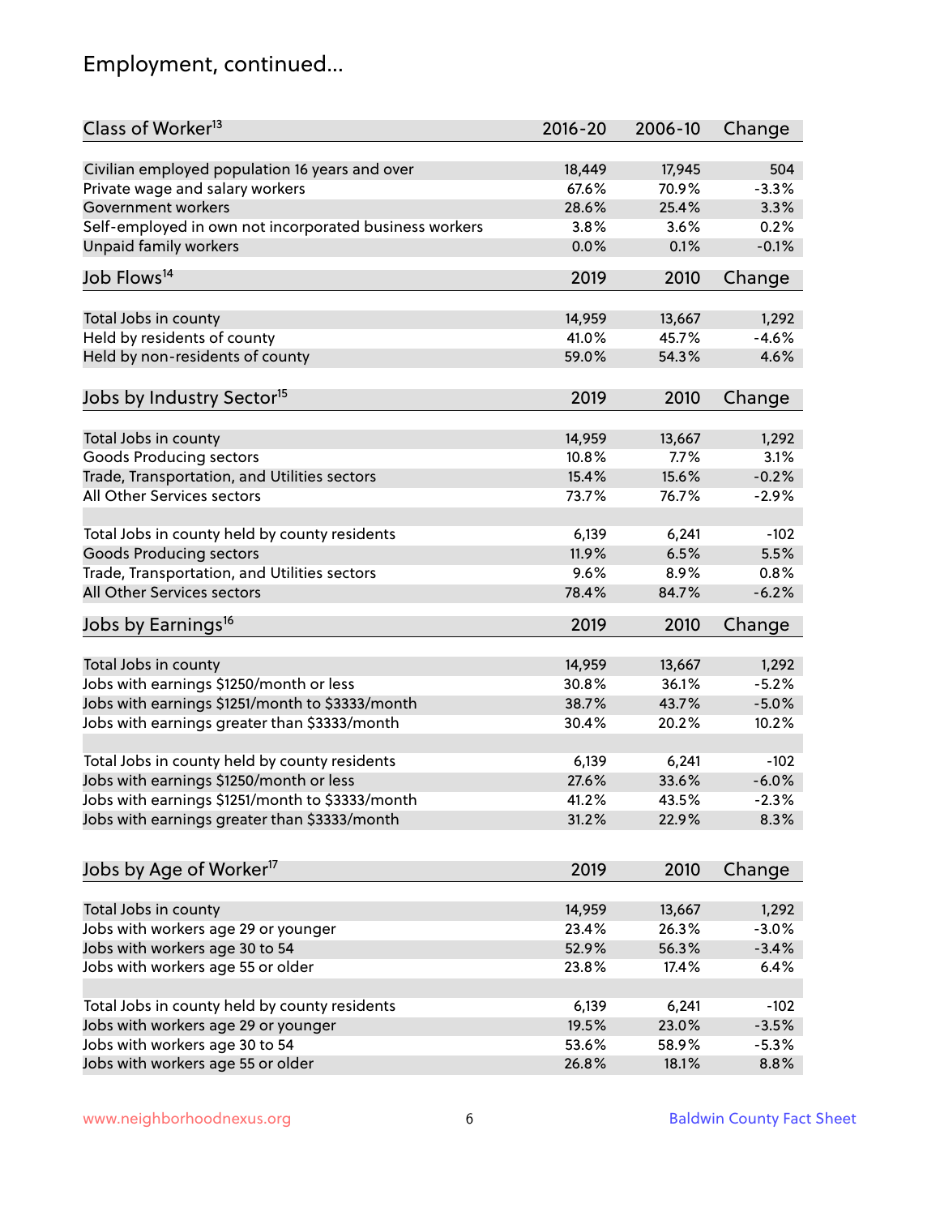## Employment, continued...

| Class of Worker[13] | 2016-20 | 2006-10 | Change |
|---|---|---|---|
| Civilian employed population 16 years and over | 18,449 | 17,945 | 504 |
| Private wage and salary workers | 67.6% | 70.9% | -3.3% |
| Government workers | 28.6% | 25.4% | 3.3% |
| Self-employed in own not incorporated business workers | 3.8% | 3.6% | 0.2% |
| Unpaid family workers | 0.0% | 0.1% | -0.1% |

| Job Flows[14] | 2019 | 2010 | Change |
|---|---|---|---|
| Total Jobs in county | 14,959 | 13,667 | 1,292 |
| Held by residents of county | 41.0% | 45.7% | -4.6% |
| Held by non-residents of county | 59.0% | 54.3% | 4.6% |

| Jobs by Industry Sector[15] | 2019 | 2010 | Change |
|---|---|---|---|
| Total Jobs in county | 14,959 | 13,667 | 1,292 |
| Goods Producing sectors | 10.8% | 7.7% | 3.1% |
| Trade, Transportation, and Utilities sectors | 15.4% | 15.6% | -0.2% |
| All Other Services sectors | 73.7% | 76.7% | -2.9% |
| | | | |
| Total Jobs in county held by county residents | 6,139 | 6,241 | -102 |
| Goods Producing sectors | 11.9% | 6.5% | 5.5% |
| Trade, Transportation, and Utilities sectors | 9.6% | 8.9% | 0.8% |
| All Other Services sectors | 78.4% | 84.7% | -6.2% |

| Jobs by Earnings[16] | 2019 | 2010 | Change |
|---|---|---|---|
| Total Jobs in county | 14,959 | 13,667 | 1,292 |
| Jobs with earnings $1250/month or less | 30.8% | 36.1% | -5.2% |
| Jobs with earnings $1251/month to $3333/month | 38.7% | 43.7% | -5.0% |
| Jobs with earnings greater than $3333/month | 30.4% | 20.2% | 10.2% |
| | | | |
| Total Jobs in county held by county residents | 6,139 | 6,241 | -102 |
| Jobs with earnings $1250/month or less | 27.6% | 33.6% | -6.0% |
| Jobs with earnings $1251/month to $3333/month | 41.2% | 43.5% | -2.3% |
| Jobs with earnings greater than $3333/month | 31.2% | 22.9% | 8.3% |

| Jobs by Age of Worker[17] | 2019 | 2010 | Change |
|---|---|---|---|
| Total Jobs in county | 14,959 | 13,667 | 1,292 |
| Jobs with workers age 29 or younger | 23.4% | 26.3% | -3.0% |
| Jobs with workers age 30 to 54 | 52.9% | 56.3% | -3.4% |
| Jobs with workers age 55 or older | 23.8% | 17.4% | 6.4% |
| | | | |
| Total Jobs in county held by county residents | 6,139 | 6,241 | -102 |
| Jobs with workers age 29 or younger | 19.5% | 23.0% | -3.5% |
| Jobs with workers age 30 to 54 | 53.6% | 58.9% | -5.3% |
| Jobs with workers age 55 or older | 26.8% | 18.1% | 8.8% |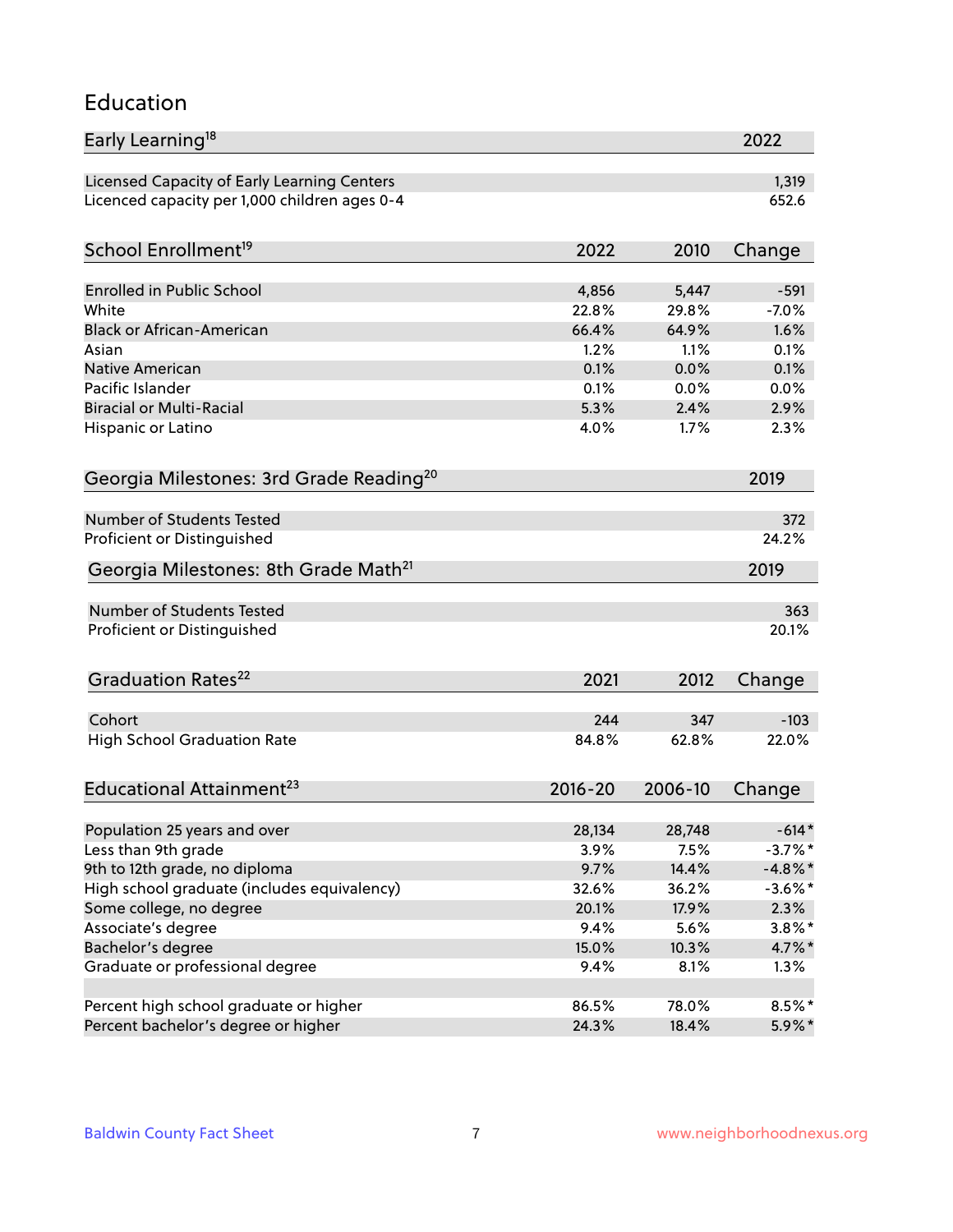# Education

| Early Learning[18] | 2022 |
|---|---|
| Licensed Capacity of Early Learning Centers | 1,319 |
| Licenced capacity per 1,000 children ages 0-4 | 652.6 |

| School Enrollment[19] | 2022 | 2010 | Change |
|---|---|---|---|
| Enrolled in Public School | 4,856 | 5,447 | -591 |
| White | 22.8% | 29.8% | -7.0% |
| Black or African-American | 66.4% | 64.9% | 1.6% |
| Asian | 1.2% | 1.1% | 0.1% |
| Native American | 0.1% | 0.0% | 0.1% |
| Pacific Islander | 0.1% | 0.0% | 0.0% |
| Biracial or Multi-Racial | 5.3% | 2.4% | 2.9% |
| Hispanic or Latino | 4.0% | 1.7% | 2.3% |

| Georgia Milestones: 3rd Grade Reading[20] | 2019 |
|---|---|
| Number of Students Tested | 372 |
| Proficient or Distinguished | 24.2% |

| Georgia Milestones: 8th Grade Math[21] | 2019 |
|---|---|
| Number of Students Tested | 363 |
| Proficient or Distinguished | 20.1% |

| Graduation Rates[22] | 2021 | 2012 | Change |
|---|---|---|---|
| Cohort | 244 | 347 | -103 |
| High School Graduation Rate | 84.8% | 62.8% | 22.0% |

| Educational Attainment[23] | 2016-20 | 2006-10 | Change |
|---|---|---|---|
| Population 25 years and over | 28,134 | 28,748 | -614* |
| Less than 9th grade | 3.9% | 7.5% | -3.7%* |
| 9th to 12th grade, no diploma | 9.7% | 14.4% | -4.8%* |
| High school graduate (includes equivalency) | 32.6% | 36.2% | -3.6%* |
| Some college, no degree | 20.1% | 17.9% | 2.3% |
| Associate's degree | 9.4% | 5.6% | 3.8%* |
| Bachelor's degree | 15.0% | 10.3% | 4.7%* |
| Graduate or professional degree | 9.4% | 8.1% | 1.3% |
| | | | |
| Percent high school graduate or higher | 86.5% | 78.0% | 8.5%* |
| Percent bachelor's degree or higher | 24.3% | 18.4% | 5.9%* |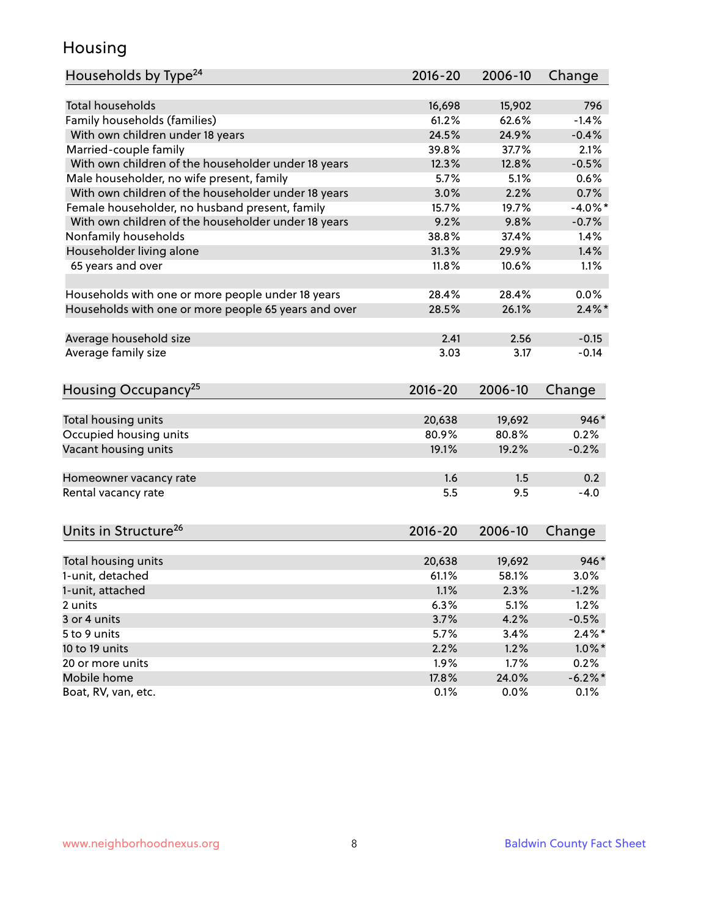# Housing

| Households by Type[24] | 2016-20 | 2006-10 | Change |
|---|---|---|---|
| Total households | 16,698 | 15,902 | 796 |
| Family households (families) | 61.2% | 62.6% | -1.4% |
| With own children under 18 years | 24.5% | 24.9% | -0.4% |
| Married-couple family | 39.8% | 37.7% | 2.1% |
| With own children of the householder under 18 years | 12.3% | 12.8% | -0.5% |
| Male householder, no wife present, family | 5.7% | 5.1% | 0.6% |
| With own children of the householder under 18 years | 3.0% | 2.2% | 0.7% |
| Female householder, no husband present, family | 15.7% | 19.7% | -4.0%* |
| With own children of the householder under 18 years | 9.2% | 9.8% | -0.7% |
| Nonfamily households | 38.8% | 37.4% | 1.4% |
| Householder living alone | 31.3% | 29.9% | 1.4% |
| 65 years and over | 11.8% | 10.6% | 1.1% |
| | | | |
| Households with one or more people under 18 years | 28.4% | 28.4% | 0.0% |
| Households with one or more people 65 years and over | 28.5% | 26.1% | 2.4%* |
| | | | |
| Average household size | 2.41 | 2.56 | -0.15 |
| Average family size | 3.03 | 3.17 | -0.14 |

| Housing Occupancy[25] | 2016-20 | 2006-10 | Change |
|---|---|---|---|
| Total housing units | 20,638 | 19,692 | 946* |
| Occupied housing units | 80.9% | 80.8% | 0.2% |
| Vacant housing units | 19.1% | 19.2% | -0.2% |
| | | | |
| Homeowner vacancy rate | 1.6 | 1.5 | 0.2 |
| Rental vacancy rate | 5.5 | 9.5 | -4.0 |

| Units in Structure[26] | 2016-20 | 2006-10 | Change |
|---|---|---|---|
| Total housing units | 20,638 | 19,692 | 946* |
| 1-unit, detached | 61.1% | 58.1% | 3.0% |
| 1-unit, attached | 1.1% | 2.3% | -1.2% |
| 2 units | 6.3% | 5.1% | 1.2% |
| 3 or 4 units | 3.7% | 4.2% | -0.5% |
| 5 to 9 units | 5.7% | 3.4% | 2.4%* |
| 10 to 19 units | 2.2% | 1.2% | 1.0%* |
| 20 or more units | 1.9% | 1.7% | 0.2% |
| Mobile home | 17.8% | 24.0% | -6.2%* |
| Boat, RV, van, etc. | 0.1% | 0.0% | 0.1% |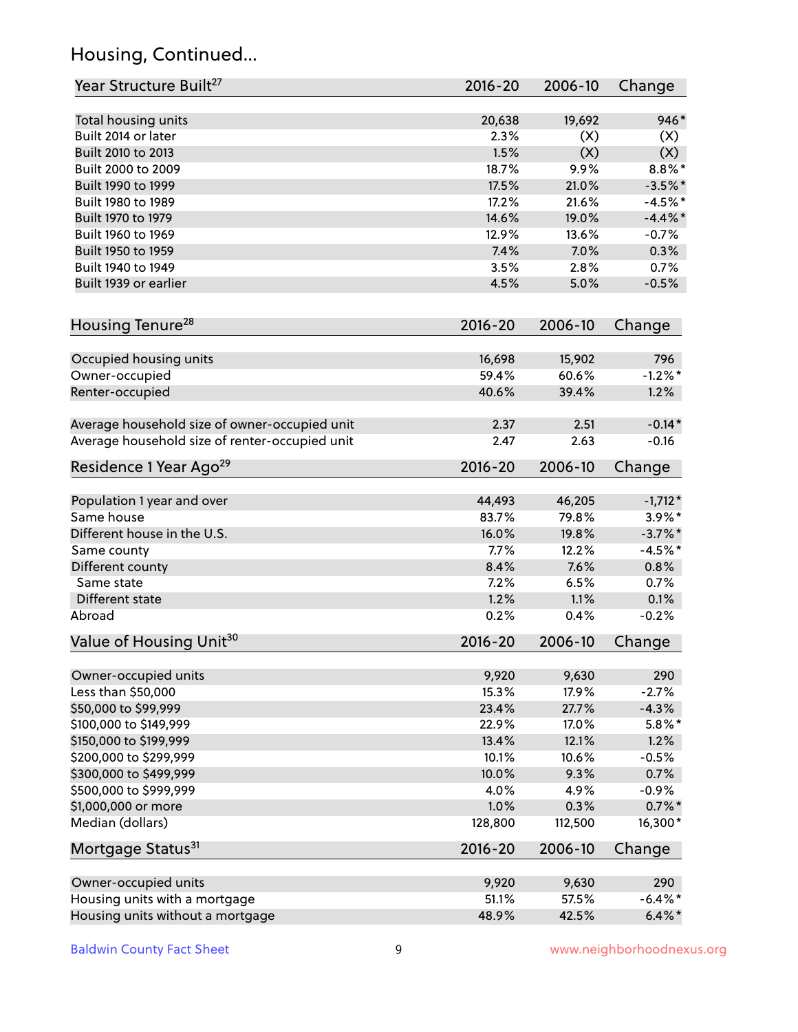## Housing, Continued...

| Year Structure Built[27] | 2016-20 | 2006-10 | Change |
|---|---|---|---|
| Total housing units | 20,638 | 19,692 | 946* |
| Built 2014 or later | 2.3% | (X) | (X) |
| Built 2010 to 2013 | 1.5% | (X) | (X) |
| Built 2000 to 2009 | 18.7% | 9.9% | 8.8%* |
| Built 1990 to 1999 | 17.5% | 21.0% | -3.5%* |
| Built 1980 to 1989 | 17.2% | 21.6% | -4.5%* |
| Built 1970 to 1979 | 14.6% | 19.0% | -4.4%* |
| Built 1960 to 1969 | 12.9% | 13.6% | -0.7% |
| Built 1950 to 1959 | 7.4% | 7.0% | 0.3% |
| Built 1940 to 1949 | 3.5% | 2.8% | 0.7% |
| Built 1939 or earlier | 4.5% | 5.0% | -0.5% |

| Housing Tenure[28] | 2016-20 | 2006-10 | Change |
|---|---|---|---|
| Occupied housing units | 16,698 | 15,902 | 796 |
| Owner-occupied | 59.4% | 60.6% | -1.2%* |
| Renter-occupied | 40.6% | 39.4% | 1.2% |
| Average household size of owner-occupied unit | 2.37 | 2.51 | -0.14* |
| Average household size of renter-occupied unit | 2.47 | 2.63 | -0.16 |

| Residence 1 Year Ago[29] | 2016-20 | 2006-10 | Change |
|---|---|---|---|
| Population 1 year and over | 44,493 | 46,205 | -1,712* |
| Same house | 83.7% | 79.8% | 3.9%* |
| Different house in the U.S. | 16.0% | 19.8% | -3.7%* |
| Same county | 7.7% | 12.2% | -4.5%* |
| Different county | 8.4% | 7.6% | 0.8% |
| Same state | 7.2% | 6.5% | 0.7% |
| Different state | 1.2% | 1.1% | 0.1% |
| Abroad | 0.2% | 0.4% | -0.2% |

| Value of Housing Unit[30] | 2016-20 | 2006-10 | Change |
|---|---|---|---|
| Owner-occupied units | 9,920 | 9,630 | 290 |
| Less than $50,000 | 15.3% | 17.9% | -2.7% |
| $50,000 to $99,999 | 23.4% | 27.7% | -4.3% |
| $100,000 to $149,999 | 22.9% | 17.0% | 5.8%* |
| $150,000 to $199,999 | 13.4% | 12.1% | 1.2% |
| $200,000 to $299,999 | 10.1% | 10.6% | -0.5% |
| $300,000 to $499,999 | 10.0% | 9.3% | 0.7% |
| $500,000 to $999,999 | 4.0% | 4.9% | -0.9% |
| $1,000,000 or more | 1.0% | 0.3% | 0.7%* |
| Median (dollars) | 128,800 | 112,500 | 16,300* |

| Mortgage Status[31] | 2016-20 | 2006-10 | Change |
|---|---|---|---|
| Owner-occupied units | 9,920 | 9,630 | 290 |
| Housing units with a mortgage | 51.1% | 57.5% | -6.4%* |
| Housing units without a mortgage | 48.9% | 42.5% | 6.4%* |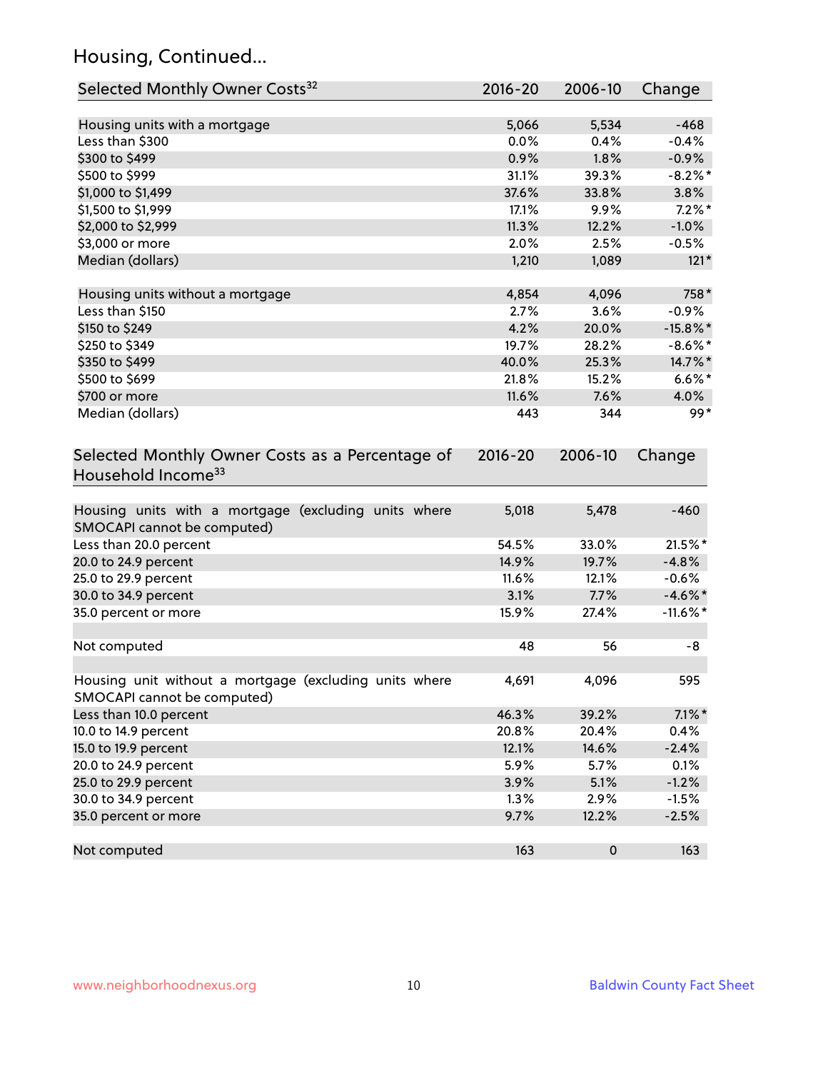## Housing, Continued...

| Selected Monthly Owner Costs[32] | 2016-20 | 2006-10 | Change |
|---|---|---|---|
| Housing units with a mortgage | 5,066 | 5,534 | -468 |
| Less than $300 | 0.0% | 0.4% | -0.4% |
| $300 to $499 | 0.9% | 1.8% | -0.9% |
| $500 to $999 | 31.1% | 39.3% | -8.2%* |
| $1,000 to $1,499 | 37.6% | 33.8% | 3.8% |
| $1,500 to $1,999 | 17.1% | 9.9% | 7.2%* |
| $2,000 to $2,999 | 11.3% | 12.2% | -1.0% |
| $3,000 or more | 2.0% | 2.5% | -0.5% |
| Median (dollars) | 1,210 | 1,089 | 121* |
| | | | |
| Housing units without a mortgage | 4,854 | 4,096 | 758* |
| Less than $150 | 2.7% | 3.6% | -0.9% |
| $150 to $249 | 4.2% | 20.0% | -15.8%* |
| $250 to $349 | 19.7% | 28.2% | -8.6%* |
| $350 to $499 | 40.0% | 25.3% | 14.7%* |
| $500 to $699 | 21.8% | 15.2% | 6.6%* |
| $700 or more | 11.6% | 7.6% | 4.0% |
| Median (dollars) | 443 | 344 | 99* |

| Selected Monthly Owner Costs as a Percentage of Household Income[33] | 2016-20 | 2006-10 | Change |
|---|---|---|---|
| Housing units with a mortgage (excluding units where SMOCAPI cannot be computed) | 5,018 | 5,478 | -460 |
| Less than 20.0 percent | 54.5% | 33.0% | 21.5%* |
| 20.0 to 24.9 percent | 14.9% | 19.7% | -4.8% |
| 25.0 to 29.9 percent | 11.6% | 12.1% | -0.6% |
| 30.0 to 34.9 percent | 3.1% | 7.7% | -4.6%* |
| 35.0 percent or more | 15.9% | 27.4% | -11.6%* |
| | | | |
| Not computed | 48 | 56 | -8 |
| | | | |
| Housing unit without a mortgage (excluding units where SMOCAPI cannot be computed) | 4,691 | 4,096 | 595 |
| Less than 10.0 percent | 46.3% | 39.2% | 7.1%* |
| 10.0 to 14.9 percent | 20.8% | 20.4% | 0.4% |
| 15.0 to 19.9 percent | 12.1% | 14.6% | -2.4% |
| 20.0 to 24.9 percent | 5.9% | 5.7% | 0.1% |
| 25.0 to 29.9 percent | 3.9% | 5.1% | -1.2% |
| 30.0 to 34.9 percent | 1.3% | 2.9% | -1.5% |
| 35.0 percent or more | 9.7% | 12.2% | -2.5% |
| | | | |
| Not computed | 163 | 0 | 163 |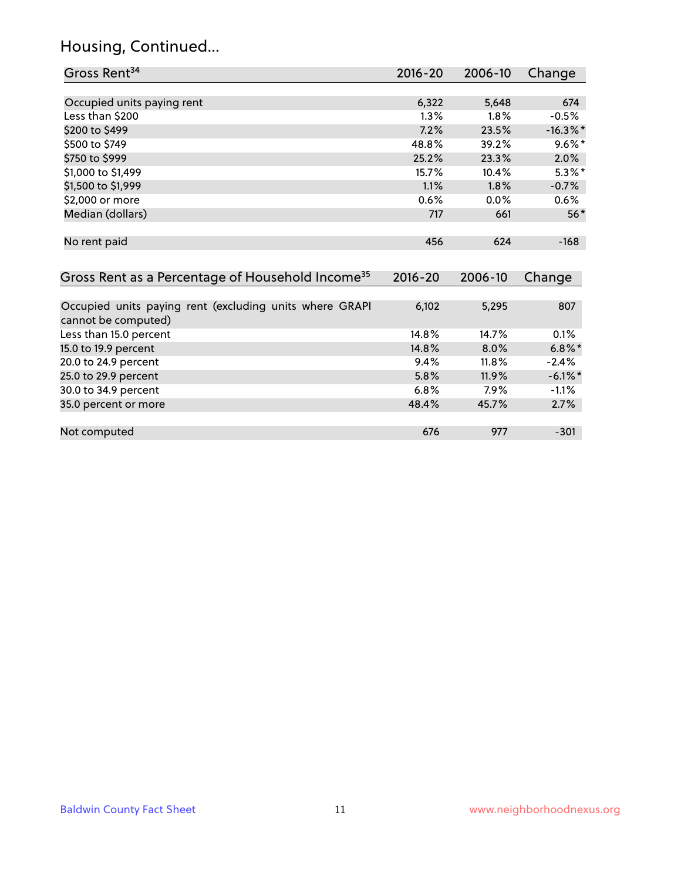## Housing, Continued...

| Gross Rent[34] | 2016-20 | 2006-10 | Change |
|---|---|---|---|
| Occupied units paying rent | 6,322 | 5,648 | 674 |
| Less than $200 | 1.3% | 1.8% | -0.5% |
| $200 to $499 | 7.2% | 23.5% | -16.3%* |
| $500 to $749 | 48.8% | 39.2% | 9.6%* |
| $750 to $999 | 25.2% | 23.3% | 2.0% |
| $1,000 to $1,499 | 15.7% | 10.4% | 5.3%* |
| $1,500 to $1,999 | 1.1% | 1.8% | -0.7% |
| $2,000 or more | 0.6% | 0.0% | 0.6% |
| Median (dollars) | 717 | 661 | 56* |
| No rent paid | 456 | 624 | -168 |

| Gross Rent as a Percentage of Household Income[35] | 2016-20 | 2006-10 | Change |
|---|---|---|---|
| Occupied units paying rent (excluding units where GRAPI cannot be computed) | 6,102 | 5,295 | 807 |
| Less than 15.0 percent | 14.8% | 14.7% | 0.1% |
| 15.0 to 19.9 percent | 14.8% | 8.0% | 6.8%* |
| 20.0 to 24.9 percent | 9.4% | 11.8% | -2.4% |
| 25.0 to 29.9 percent | 5.8% | 11.9% | -6.1%* |
| 30.0 to 34.9 percent | 6.8% | 7.9% | -1.1% |
| 35.0 percent or more | 48.4% | 45.7% | 2.7% |
| Not computed | 676 | 977 | -301 |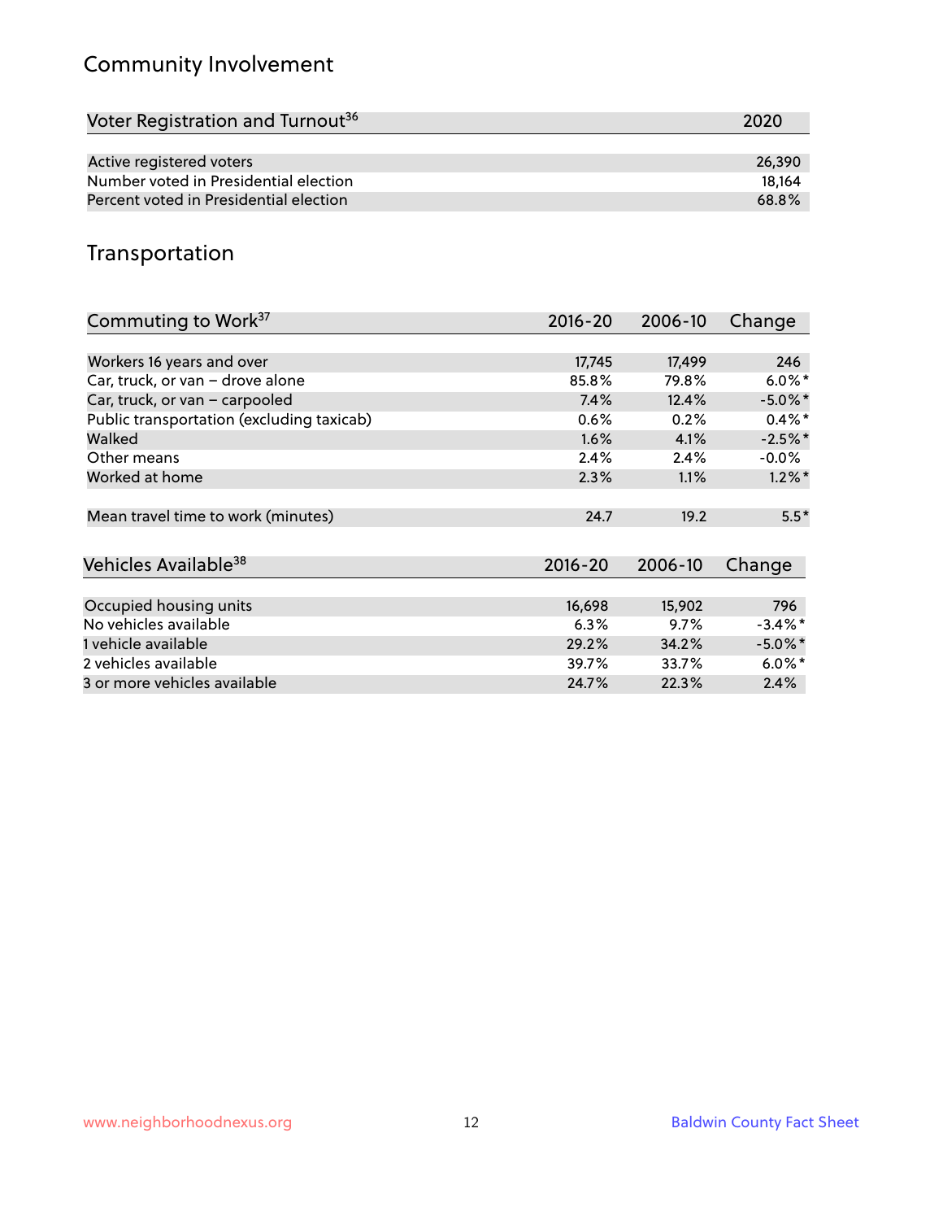## Community Involvement

| Voter Registration and Turnout[36] | 2020 |
|---|---|
| Active registered voters | 26,390 |
| Number voted in Presidential election | 18,164 |
| Percent voted in Presidential election | 68.8% |

## Transportation

| Commuting to Work[37] | 2016-20 | 2006-10 | Change |
|---|---|---|---|
| Workers 16 years and over | 17,745 | 17,499 | 246 |
| Car, truck, or van – drove alone | 85.8% | 79.8% | 6.0%* |
| Car, truck, or van – carpooled | 7.4% | 12.4% | -5.0%* |
| Public transportation (excluding taxicab) | 0.6% | 0.2% | 0.4%* |
| Walked | 1.6% | 4.1% | -2.5%* |
| Other means | 2.4% | 2.4% | -0.0% |
| Worked at home | 2.3% | 1.1% | 1.2%* |
| Mean travel time to work (minutes) | 24.7 | 19.2 | 5.5* |

| Vehicles Available[38] | 2016-20 | 2006-10 | Change |
|---|---|---|---|
| Occupied housing units | 16,698 | 15,902 | 796 |
| No vehicles available | 6.3% | 9.7% | -3.4%* |
| 1 vehicle available | 29.2% | 34.2% | -5.0%* |
| 2 vehicles available | 39.7% | 33.7% | 6.0%* |
| 3 or more vehicles available | 24.7% | 22.3% | 2.4% |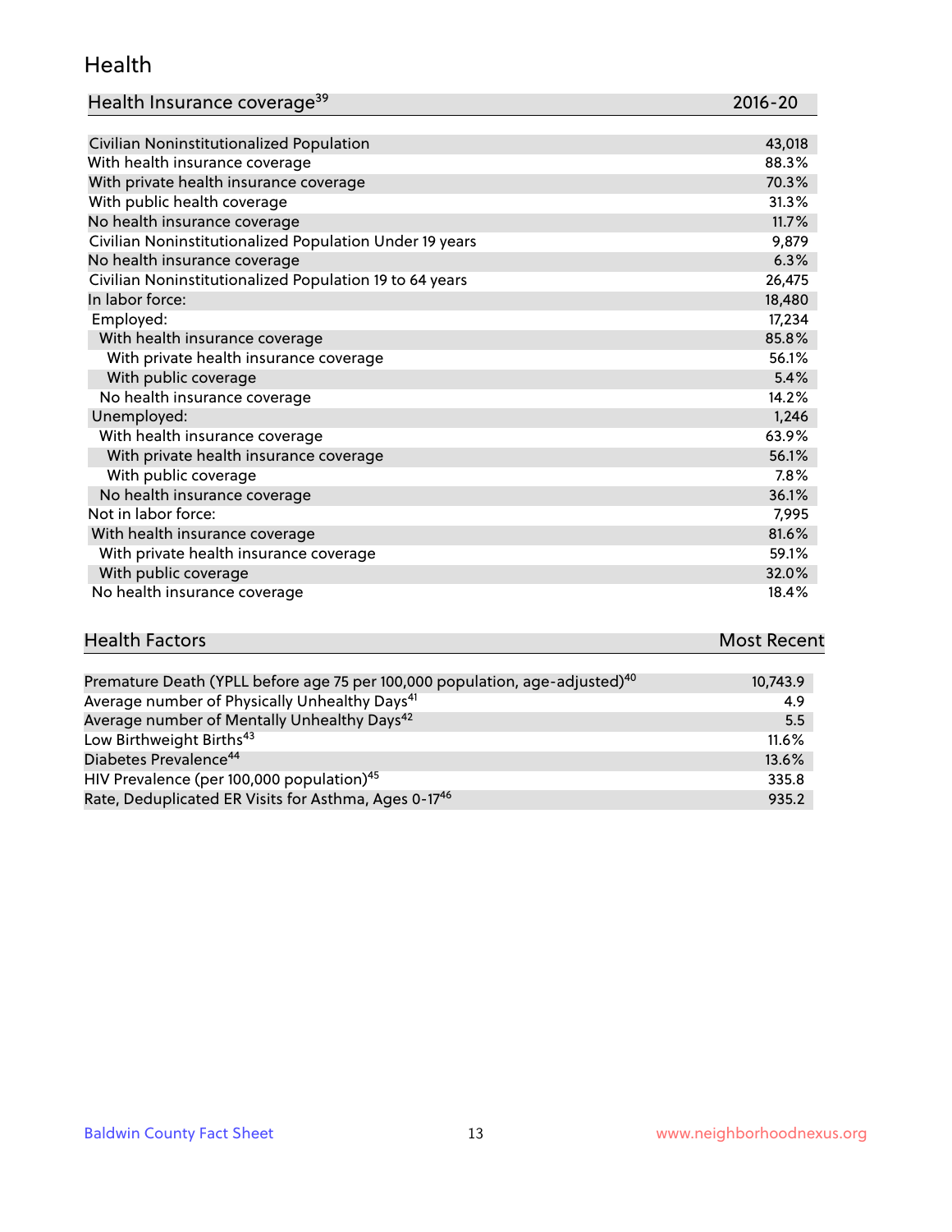## Health

| Health Insurance coverage[39] | 2016-20 |
|---|---|
| Civilian Noninstitutionalized Population | 43,018 |
| With health insurance coverage | 88.3% |
| With private health insurance coverage | 70.3% |
| With public health coverage | 31.3% |
| No health insurance coverage | 11.7% |
| Civilian Noninstitutionalized Population Under 19 years | 9,879 |
| No health insurance coverage | 6.3% |
| Civilian Noninstitutionalized Population 19 to 64 years | 26,475 |
| In labor force: | 18,480 |
| Employed: | 17,234 |
| With health insurance coverage | 85.8% |
| With private health insurance coverage | 56.1% |
| With public coverage | 5.4% |
| No health insurance coverage | 14.2% |
| Unemployed: | 1,246 |
| With health insurance coverage | 63.9% |
| With private health insurance coverage | 56.1% |
| With public coverage | 7.8% |
| No health insurance coverage | 36.1% |
| Not in labor force: | 7,995 |
| With health insurance coverage | 81.6% |
| With private health insurance coverage | 59.1% |
| With public coverage | 32.0% |
| No health insurance coverage | 18.4% |

| Health Factors | Most Recent |
|---|---|
| Premature Death (YPLL before age 75 per 100,000 population, age-adjusted)[40] | 10,743.9 |
| Average number of Physically Unhealthy Days[41] | 4.9 |
| Average number of Mentally Unhealthy Days[42] | 5.5 |
| Low Birthweight Births[43] | 11.6% |
| Diabetes Prevalence[44] | 13.6% |
| HIV Prevalence (per 100,000 population)[45] | 335.8 |
| Rate, Deduplicated ER Visits for Asthma, Ages 0-17[46] | 935.2 |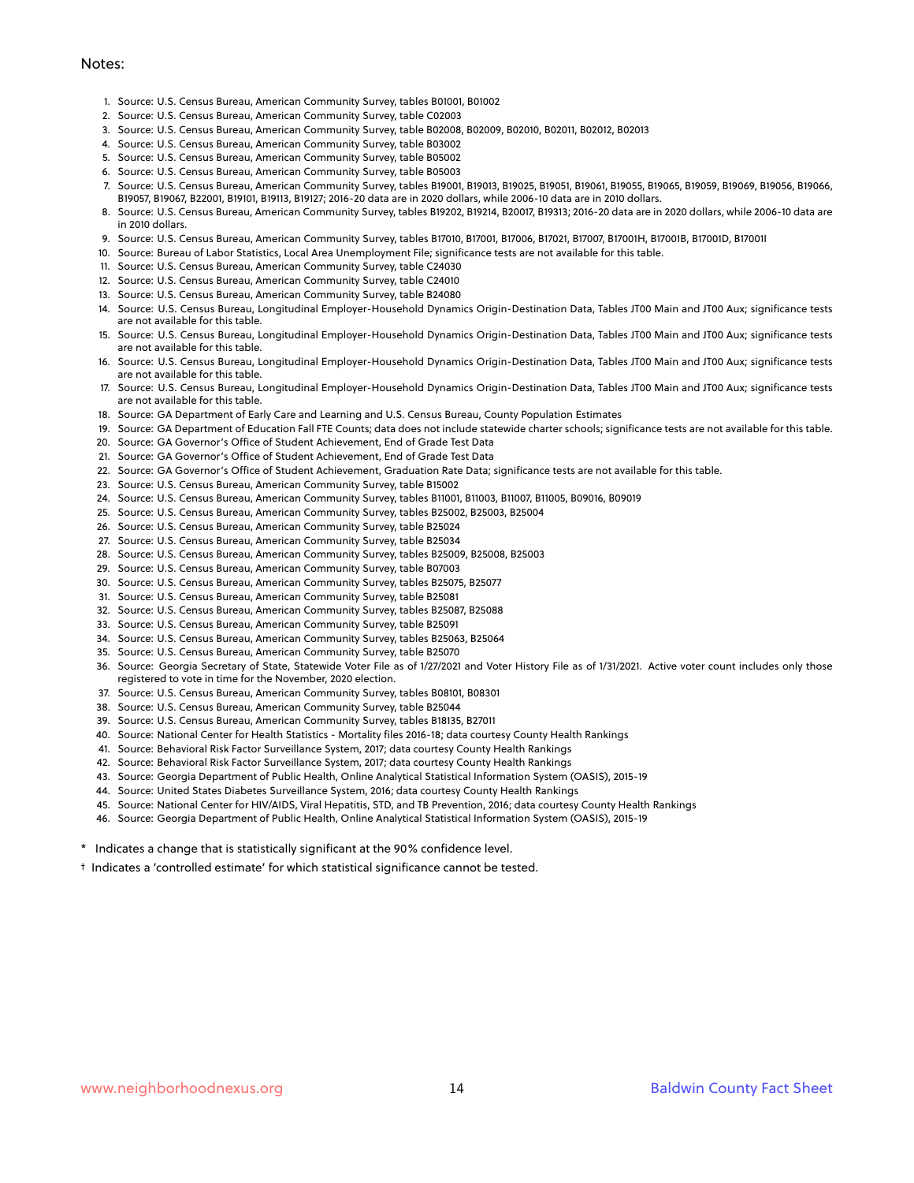Notes:

1. Source: U.S. Census Bureau, American Community Survey, tables B01001, B01002
2. Source: U.S. Census Bureau, American Community Survey, table C02003
3. Source: U.S. Census Bureau, American Community Survey, table B02008, B02009, B02010, B02011, B02012, B02013
4. Source: U.S. Census Bureau, American Community Survey, table B03002
5. Source: U.S. Census Bureau, American Community Survey, table B05002
6. Source: U.S. Census Bureau, American Community Survey, table B05003
7. Source: U.S. Census Bureau, American Community Survey, tables B19001, B19013, B19025, B19051, B19061, B19055, B19065, B19059, B19069, B19056, B19066, B19057, B19067, B22001, B19101, B19113, B19127; 2016-20 data are in 2020 dollars, while 2006-10 data are in 2010 dollars.
8. Source: U.S. Census Bureau, American Community Survey, tables B19202, B19214, B20017, B19313; 2016-20 data are in 2020 dollars, while 2006-10 data are in 2010 dollars.
9. Source: U.S. Census Bureau, American Community Survey, tables B17010, B17001, B17006, B17021, B17007, B17001H, B17001B, B17001D, B17001I
10. Source: Bureau of Labor Statistics, Local Area Unemployment File; significance tests are not available for this table.
11. Source: U.S. Census Bureau, American Community Survey, table C24030
12. Source: U.S. Census Bureau, American Community Survey, table C24010
13. Source: U.S. Census Bureau, American Community Survey, table B24080
14. Source: U.S. Census Bureau, Longitudinal Employer-Household Dynamics Origin-Destination Data, Tables JT00 Main and JT00 Aux; significance tests are not available for this table.
15. Source: U.S. Census Bureau, Longitudinal Employer-Household Dynamics Origin-Destination Data, Tables JT00 Main and JT00 Aux; significance tests are not available for this table.
16. Source: U.S. Census Bureau, Longitudinal Employer-Household Dynamics Origin-Destination Data, Tables JT00 Main and JT00 Aux; significance tests are not available for this table.
17. Source: U.S. Census Bureau, Longitudinal Employer-Household Dynamics Origin-Destination Data, Tables JT00 Main and JT00 Aux; significance tests are not available for this table.
18. Source: GA Department of Early Care and Learning and U.S. Census Bureau, County Population Estimates
19. Source: GA Department of Education Fall FTE Counts; data does not include statewide charter schools; significance tests are not available for this table.
20. Source: GA Governor's Office of Student Achievement, End of Grade Test Data
21. Source: GA Governor's Office of Student Achievement, End of Grade Test Data
22. Source: GA Governor's Office of Student Achievement, Graduation Rate Data; significance tests are not available for this table.
23. Source: U.S. Census Bureau, American Community Survey, table B15002
24. Source: U.S. Census Bureau, American Community Survey, tables B11001, B11003, B11007, B11005, B09016, B09019
25. Source: U.S. Census Bureau, American Community Survey, tables B25002, B25003, B25004
26. Source: U.S. Census Bureau, American Community Survey, table B25024
27. Source: U.S. Census Bureau, American Community Survey, table B25034
28. Source: U.S. Census Bureau, American Community Survey, tables B25009, B25008, B25003
29. Source: U.S. Census Bureau, American Community Survey, table B07003
30. Source: U.S. Census Bureau, American Community Survey, tables B25075, B25077
31. Source: U.S. Census Bureau, American Community Survey, table B25081
32. Source: U.S. Census Bureau, American Community Survey, tables B25087, B25088
33. Source: U.S. Census Bureau, American Community Survey, table B25091
34. Source: U.S. Census Bureau, American Community Survey, tables B25063, B25064
35. Source: U.S. Census Bureau, American Community Survey, table B25070
36. Source: Georgia Secretary of State, Statewide Voter File as of 1/27/2021 and Voter History File as of 1/31/2021. Active voter count includes only those registered to vote in time for the November, 2020 election.
37. Source: U.S. Census Bureau, American Community Survey, tables B08101, B08301
38. Source: U.S. Census Bureau, American Community Survey, table B25044
39. Source: U.S. Census Bureau, American Community Survey, tables B18135, B27011
40. Source: National Center for Health Statistics - Mortality files 2016-18; data courtesy County Health Rankings
41. Source: Behavioral Risk Factor Surveillance System, 2017; data courtesy County Health Rankings
42. Source: Behavioral Risk Factor Surveillance System, 2017; data courtesy County Health Rankings
43. Source: Georgia Department of Public Health, Online Analytical Statistical Information System (OASIS), 2015-19
44. Source: United States Diabetes Surveillance System, 2016; data courtesy County Health Rankings
45. Source: National Center for HIV/AIDS, Viral Hepatitis, STD, and TB Prevention, 2016; data courtesy County Health Rankings
46. Source: Georgia Department of Public Health, Online Analytical Statistical Information System (OASIS), 2015-19

\* Indicates a change that is statistically significant at the 90% confidence level.

† Indicates a 'controlled estimate' for which statistical significance cannot be tested.